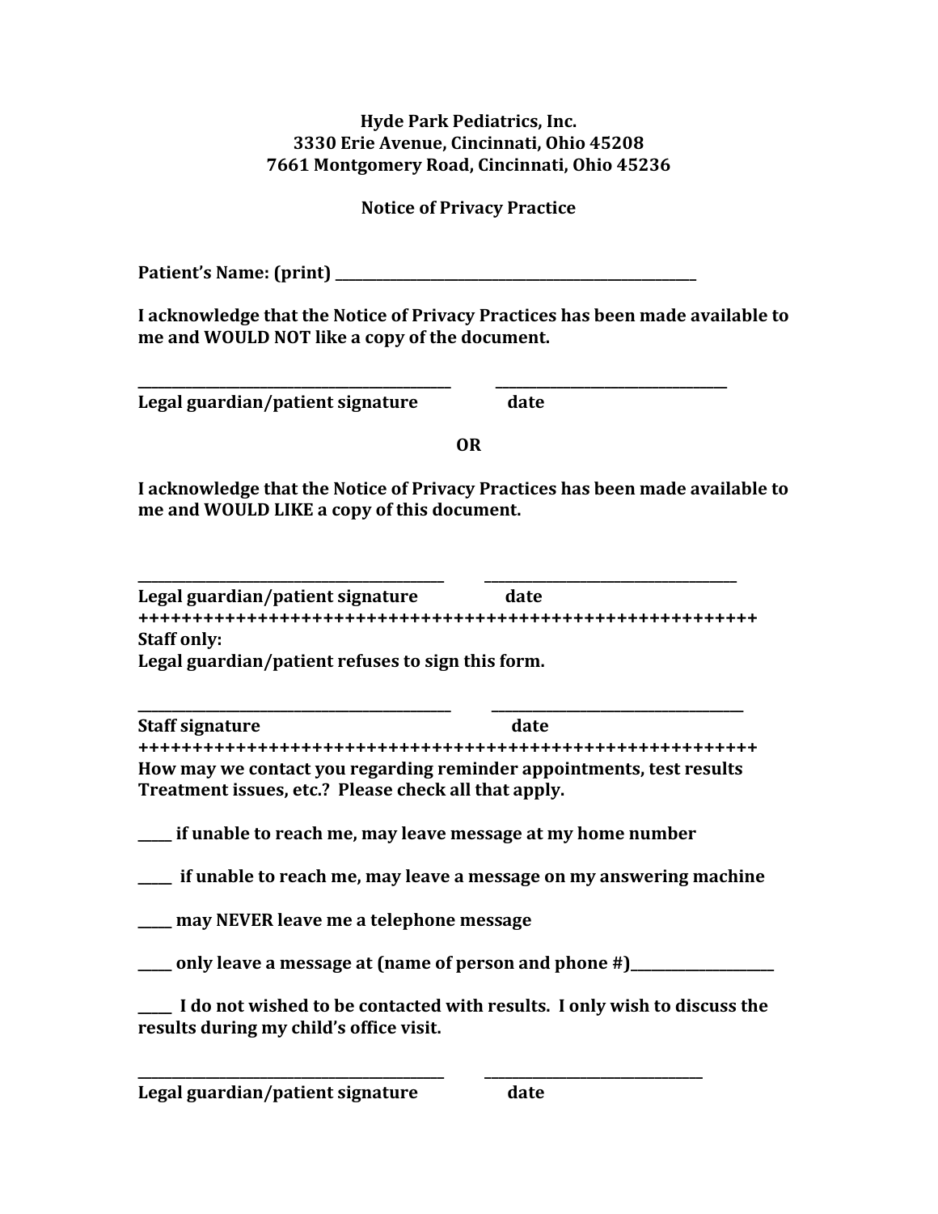**Hyde Park Pediatrics, Inc.**
**3330 Erie Avenue, Cincinnati, Ohio 45208**
**7661 Montgomery Road, Cincinnati, Ohio 45236**

**Notice of Privacy Practice**

**Patient's Name: (print) ____________________________________________**

**I acknowledge that the Notice of Privacy Practices has been made available to me and WOULD NOT like a copy of the document.**

**______________________________________ ______________________________**
**Legal guardian/patient signature date**

**OR**

**I acknowledge that the Notice of Privacy Practices has been made available to me and WOULD LIKE a copy of this document.**

**______________________________________ ______________________________**
**Legal guardian/patient signature date**
**++++++++++++++++++++++++++++++++++++++++++++++++++++++++**
**Staff only:**
**Legal guardian/patient refuses to sign this form.**

**______________________________________ ______________________________**
**Staff signature date**
**++++++++++++++++++++++++++++++++++++++++++++++++++++++++**
**How may we contact you regarding reminder appointments, test results Treatment issues, etc.? Please check all that apply.**

**_____ if unable to reach me, may leave message at my home number**

**_____ if unable to reach me, may leave a message on my answering machine**

**_____ may NEVER leave me a telephone message**

**_____ only leave a message at (name of person and phone #)__________________**

**_____ I do not wished to be contacted with results. I only wish to discuss the results during my child's office visit.**

**______________________________________ ______________________________**
**Legal guardian/patient signature date**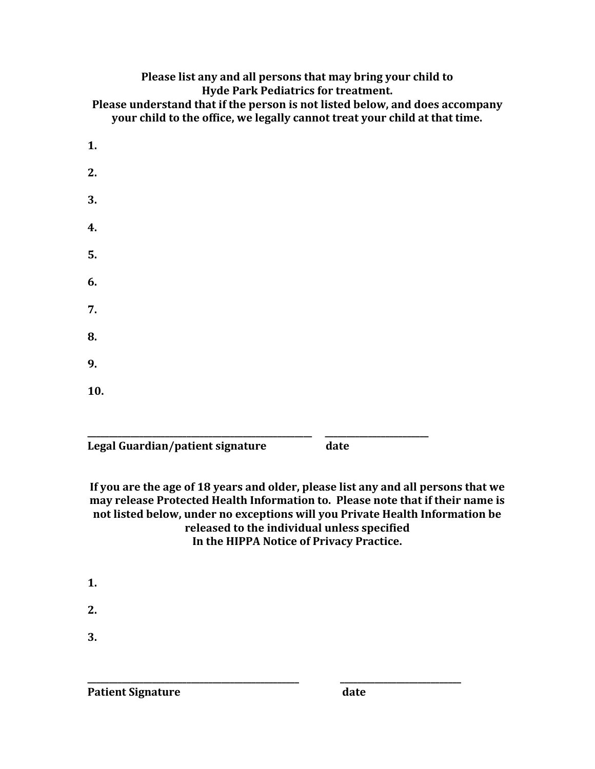**Please list any and all persons that may bring your child to Hyde Park Pediatrics for treatment.**
**Please understand that if the person is not listed below, and does accompany your child to the office, we legally cannot treat your child at that time.**

1.

2.

3.

4.

5.

6.

7.

8.

9.

10.

\_\_\_\_\_\_\_\_\_\_\_\_\_\_\_\_\_\_\_\_\_\_\_\_\_\_\_\_\_\_\_\_\_\_\_\_\_\_\_\_\_\_\_\_\_ \_\_\_\_\_\_\_\_\_\_\_\_\_\_\_\_\_\_\_\_\_

**Legal Guardian/patient signature** **date**

**If you are the age of 18 years and older, please list any and all persons that we may release Protected Health Information to. Please note that if their name is not listed below, under no exceptions will you Private Health Information be released to the individual unless specified In the HIPPA Notice of Privacy Practice.**

1.

2.

3.

\_\_\_\_\_\_\_\_\_\_\_\_\_\_\_\_\_\_\_\_\_\_\_\_\_\_\_\_\_\_\_\_\_\_\_\_\_\_\_\_\_\_\_ \_\_\_\_\_\_\_\_\_\_\_\_\_\_\_\_\_\_\_\_\_\_\_\_

**Patient Signature** **date**